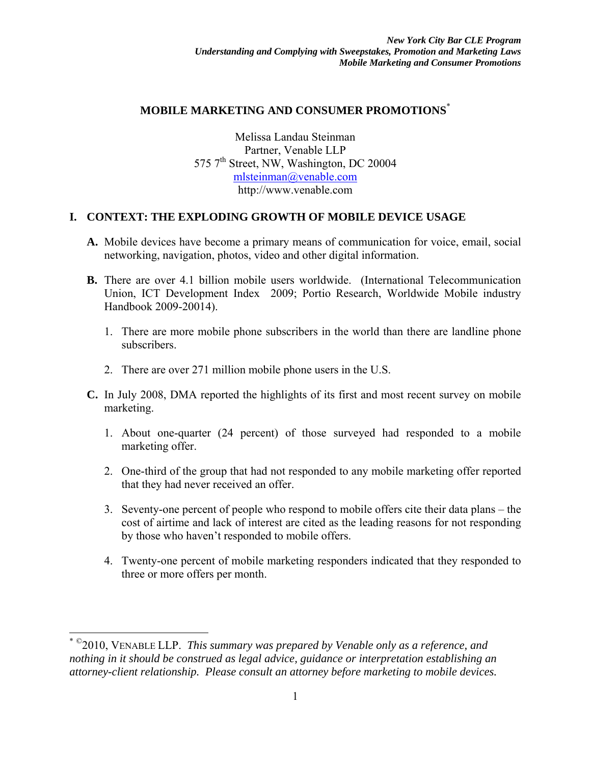*New York City Bar CLE Program*
***Understanding and Complying with Sweepstakes, Promotion and Marketing Laws***
***Mobile Marketing and Consumer Promotions***

# MOBILE MARKETING AND CONSUMER PROMOTIONS[*]

Melissa Landau Steinman
Partner, Venable LLP
575 7th Street, NW, Washington, DC 20004
mlsteinman@venable.com
http://www.venable.com

## I. CONTEXT: THE EXPLODING GROWTH OF MOBILE DEVICE USAGE

**A.** Mobile devices have become a primary means of communication for voice, email, social networking, navigation, photos, video and other digital information.

**B.** There are over 4.1 billion mobile users worldwide. (International Telecommunication Union, ICT Development Index 2009; Portio Research, Worldwide Mobile industry Handbook 2009-20014).

1. There are more mobile phone subscribers in the world than there are landline phone subscribers.

2. There are over 271 million mobile phone users in the U.S.

**C.** In July 2008, DMA reported the highlights of its first and most recent survey on mobile marketing.

1. About one-quarter (24 percent) of those surveyed had responded to a mobile marketing offer.

2. One-third of the group that had not responded to any mobile marketing offer reported that they had never received an offer.

3. Seventy-one percent of people who respond to mobile offers cite their data plans – the cost of airtime and lack of interest are cited as the leading reasons for not responding by those who haven't responded to mobile offers.

4. Twenty-one percent of mobile marketing responders indicated that they responded to three or more offers per month.

---

[*] ©2010, VENABLE LLP. *This summary was prepared by Venable only as a reference, and nothing in it should be construed as legal advice, guidance or interpretation establishing an attorney-client relationship. Please consult an attorney before marketing to mobile devices.*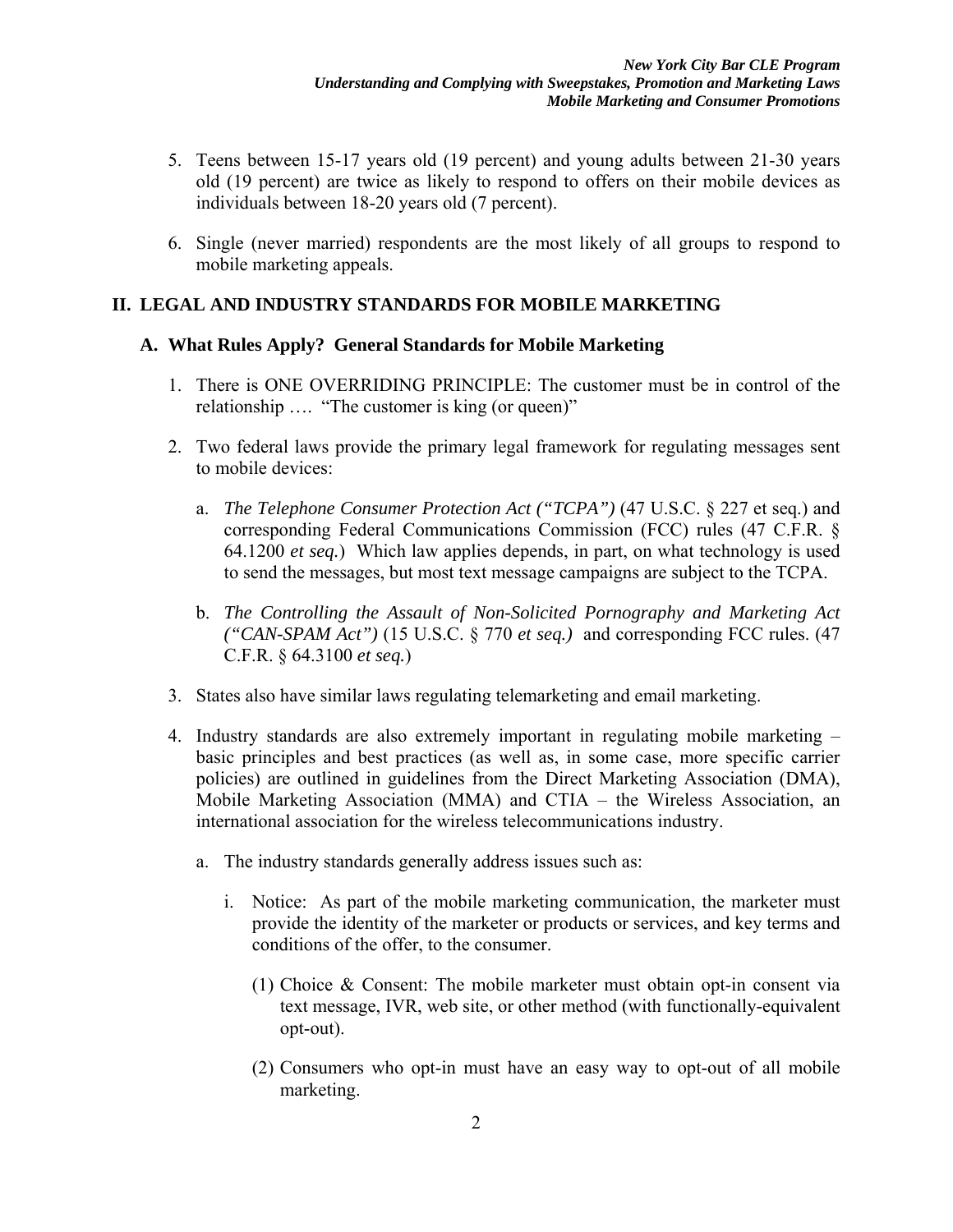5. Teens between 15-17 years old (19 percent) and young adults between 21-30 years old (19 percent) are twice as likely to respond to offers on their mobile devices as individuals between 18-20 years old (7 percent).

6. Single (never married) respondents are the most likely of all groups to respond to mobile marketing appeals.

## II. LEGAL AND INDUSTRY STANDARDS FOR MOBILE MARKETING

### A. What Rules Apply? General Standards for Mobile Marketing

1. There is ONE OVERRIDING PRINCIPLE: The customer must be in control of the relationship …. "The customer is king (or queen)"

2. Two federal laws provide the primary legal framework for regulating messages sent to mobile devices:

   a. *The Telephone Consumer Protection Act ("TCPA")* (47 U.S.C. § 227 et seq.) and corresponding Federal Communications Commission (FCC) rules (47 C.F.R. § 64.1200 *et seq.*) Which law applies depends, in part, on what technology is used to send the messages, but most text message campaigns are subject to the TCPA.

   b. *The Controlling the Assault of Non-Solicited Pornography and Marketing Act ("CAN-SPAM Act")* (15 U.S.C. § 770 *et seq.)* and corresponding FCC rules. (47 C.F.R. § 64.3100 *et seq.*)

3. States also have similar laws regulating telemarketing and email marketing.

4. Industry standards are also extremely important in regulating mobile marketing – basic principles and best practices (as well as, in some case, more specific carrier policies) are outlined in guidelines from the Direct Marketing Association (DMA), Mobile Marketing Association (MMA) and CTIA – the Wireless Association, an international association for the wireless telecommunications industry.

   a. The industry standards generally address issues such as:

      i. Notice: As part of the mobile marketing communication, the marketer must provide the identity of the marketer or products or services, and key terms and conditions of the offer, to the consumer.

         (1) Choice & Consent: The mobile marketer must obtain opt-in consent via text message, IVR, web site, or other method (with functionally-equivalent opt-out).

         (2) Consumers who opt-in must have an easy way to opt-out of all mobile marketing.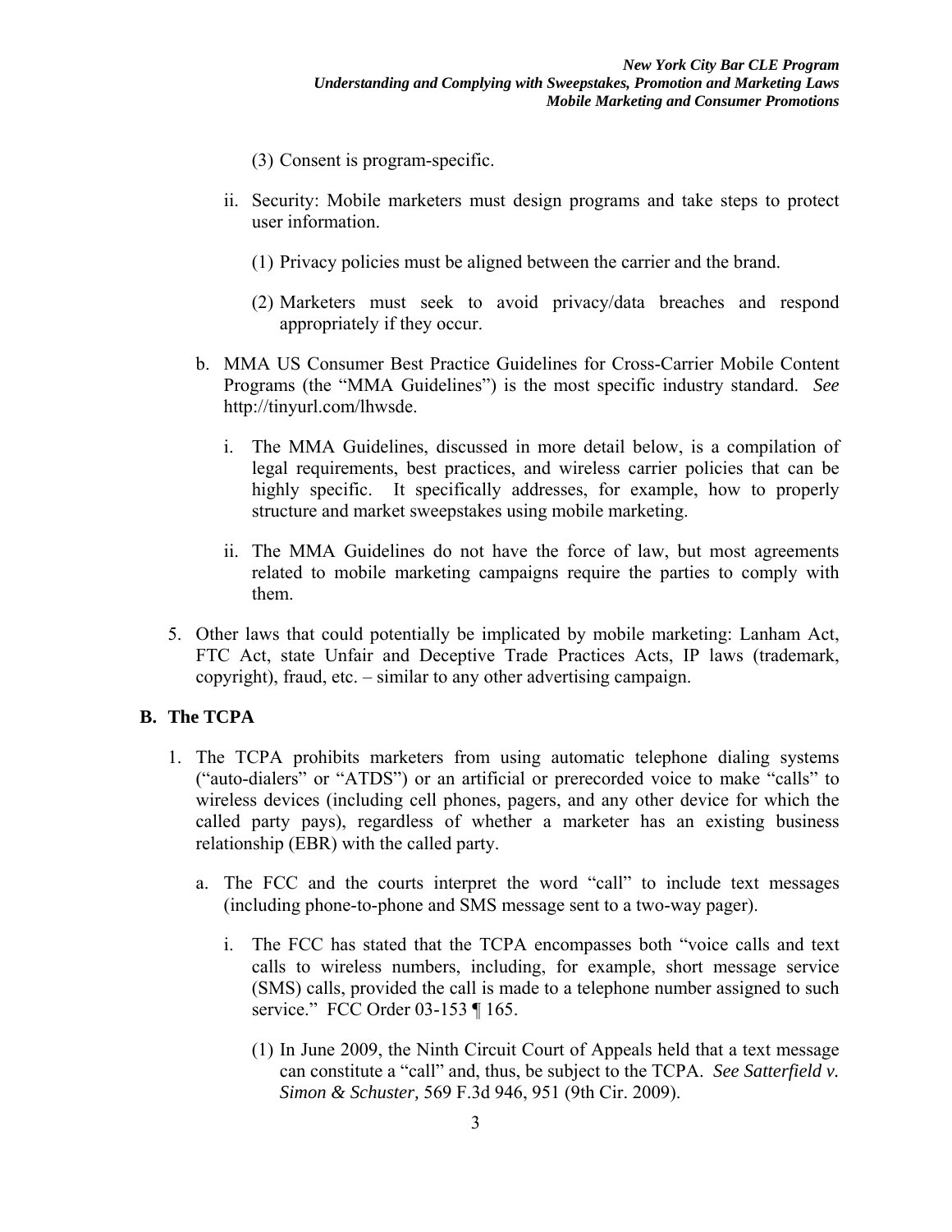(3) Consent is program-specific.

ii. Security: Mobile marketers must design programs and take steps to protect user information.

(1) Privacy policies must be aligned between the carrier and the brand.

(2) Marketers must seek to avoid privacy/data breaches and respond appropriately if they occur.

b. MMA US Consumer Best Practice Guidelines for Cross-Carrier Mobile Content Programs (the "MMA Guidelines") is the most specific industry standard. *See* http://tinyurl.com/lhwsde.

i. The MMA Guidelines, discussed in more detail below, is a compilation of legal requirements, best practices, and wireless carrier policies that can be highly specific. It specifically addresses, for example, how to properly structure and market sweepstakes using mobile marketing.

ii. The MMA Guidelines do not have the force of law, but most agreements related to mobile marketing campaigns require the parties to comply with them.

5. Other laws that could potentially be implicated by mobile marketing: Lanham Act, FTC Act, state Unfair and Deceptive Trade Practices Acts, IP laws (trademark, copyright), fraud, etc. – similar to any other advertising campaign.

## B. The TCPA

1. The TCPA prohibits marketers from using automatic telephone dialing systems ("auto-dialers" or "ATDS") or an artificial or prerecorded voice to make "calls" to wireless devices (including cell phones, pagers, and any other device for which the called party pays), regardless of whether a marketer has an existing business relationship (EBR) with the called party.

a. The FCC and the courts interpret the word "call" to include text messages (including phone-to-phone and SMS message sent to a two-way pager).

i. The FCC has stated that the TCPA encompasses both "voice calls and text calls to wireless numbers, including, for example, short message service (SMS) calls, provided the call is made to a telephone number assigned to such service." FCC Order 03-153 ¶ 165.

(1) In June 2009, the Ninth Circuit Court of Appeals held that a text message can constitute a "call" and, thus, be subject to the TCPA. *See Satterfield v. Simon & Schuster,* 569 F.3d 946, 951 (9th Cir. 2009).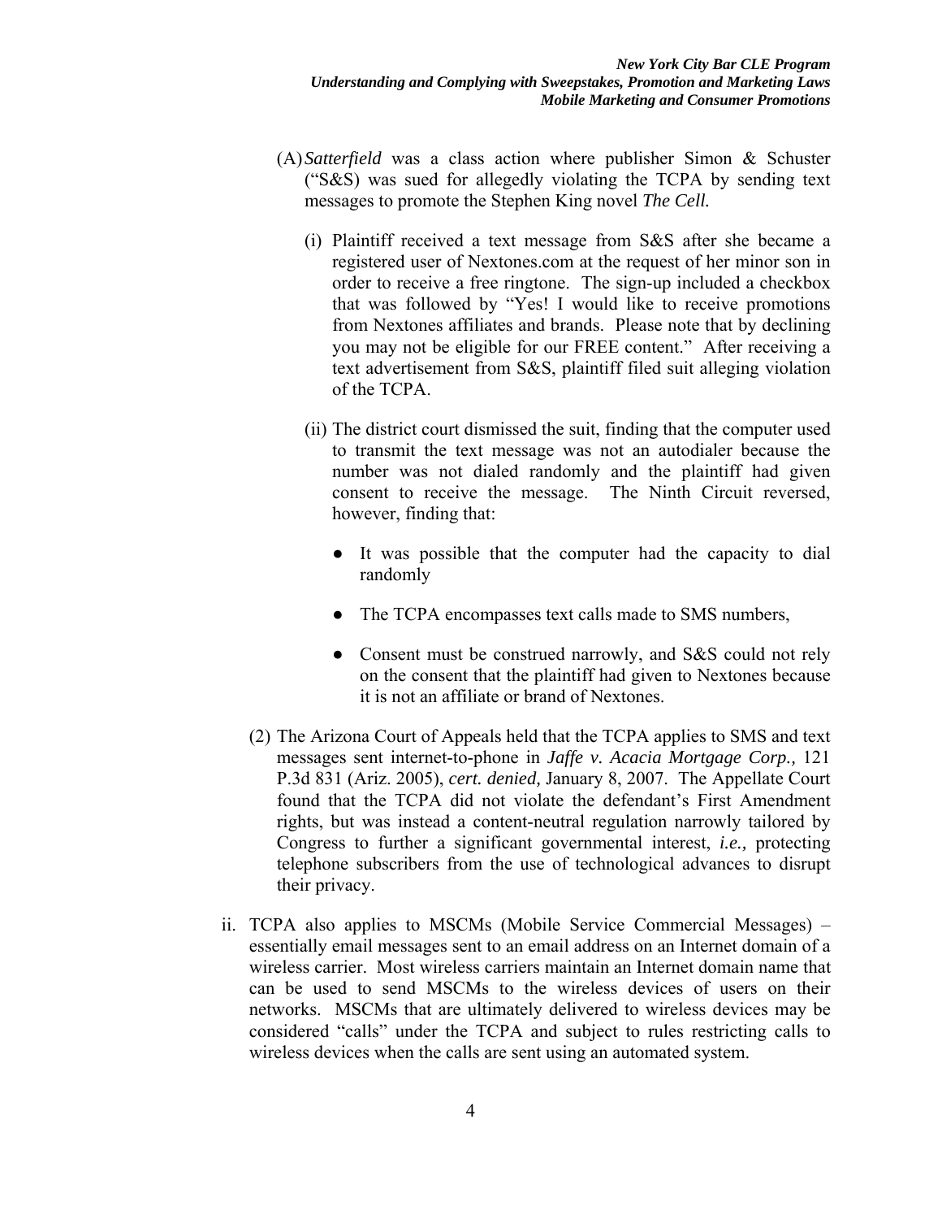(A) *Satterfield* was a class action where publisher Simon & Schuster ("S&S) was sued for allegedly violating the TCPA by sending text messages to promote the Stephen King novel *The Cell.*

(i) Plaintiff received a text message from S&S after she became a registered user of Nextones.com at the request of her minor son in order to receive a free ringtone. The sign-up included a checkbox that was followed by "Yes! I would like to receive promotions from Nextones affiliates and brands. Please note that by declining you may not be eligible for our FREE content." After receiving a text advertisement from S&S, plaintiff filed suit alleging violation of the TCPA.

(ii) The district court dismissed the suit, finding that the computer used to transmit the text message was not an autodialer because the number was not dialed randomly and the plaintiff had given consent to receive the message. The Ninth Circuit reversed, however, finding that:

- It was possible that the computer had the capacity to dial randomly
- The TCPA encompasses text calls made to SMS numbers,
- Consent must be construed narrowly, and S&S could not rely on the consent that the plaintiff had given to Nextones because it is not an affiliate or brand of Nextones.

(2) The Arizona Court of Appeals held that the TCPA applies to SMS and text messages sent internet-to-phone in *Jaffe v. Acacia Mortgage Corp.,* 121 P.3d 831 (Ariz. 2005), *cert. denied,* January 8, 2007. The Appellate Court found that the TCPA did not violate the defendant's First Amendment rights, but was instead a content-neutral regulation narrowly tailored by Congress to further a significant governmental interest, *i.e.,* protecting telephone subscribers from the use of technological advances to disrupt their privacy.

ii. TCPA also applies to MSCMs (Mobile Service Commercial Messages) – essentially email messages sent to an email address on an Internet domain of a wireless carrier. Most wireless carriers maintain an Internet domain name that can be used to send MSCMs to the wireless devices of users on their networks. MSCMs that are ultimately delivered to wireless devices may be considered "calls" under the TCPA and subject to rules restricting calls to wireless devices when the calls are sent using an automated system.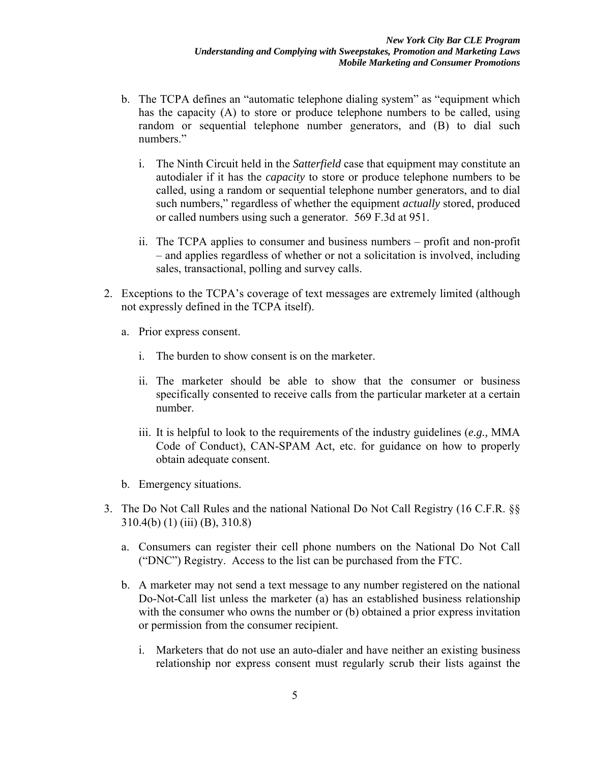b. The TCPA defines an "automatic telephone dialing system" as "equipment which has the capacity (A) to store or produce telephone numbers to be called, using random or sequential telephone number generators, and (B) to dial such numbers."

   i. The Ninth Circuit held in the *Satterfield* case that equipment may constitute an autodialer if it has the *capacity* to store or produce telephone numbers to be called, using a random or sequential telephone number generators, and to dial such numbers," regardless of whether the equipment *actually* stored, produced or called numbers using such a generator. 569 F.3d at 951.

   ii. The TCPA applies to consumer and business numbers – profit and non-profit – and applies regardless of whether or not a solicitation is involved, including sales, transactional, polling and survey calls.

2. Exceptions to the TCPA's coverage of text messages are extremely limited (although not expressly defined in the TCPA itself).

   a. Prior express consent.

      i. The burden to show consent is on the marketer.

      ii. The marketer should be able to show that the consumer or business specifically consented to receive calls from the particular marketer at a certain number.

      iii. It is helpful to look to the requirements of the industry guidelines (*e.g.,* MMA Code of Conduct), CAN-SPAM Act, etc. for guidance on how to properly obtain adequate consent.

   b. Emergency situations.

3. The Do Not Call Rules and the national National Do Not Call Registry (16 C.F.R. §§ 310.4(b) (1) (iii) (B), 310.8)

   a. Consumers can register their cell phone numbers on the National Do Not Call ("DNC") Registry. Access to the list can be purchased from the FTC.

   b. A marketer may not send a text message to any number registered on the national Do-Not-Call list unless the marketer (a) has an established business relationship with the consumer who owns the number or (b) obtained a prior express invitation or permission from the consumer recipient.

      i. Marketers that do not use an auto-dialer and have neither an existing business relationship nor express consent must regularly scrub their lists against the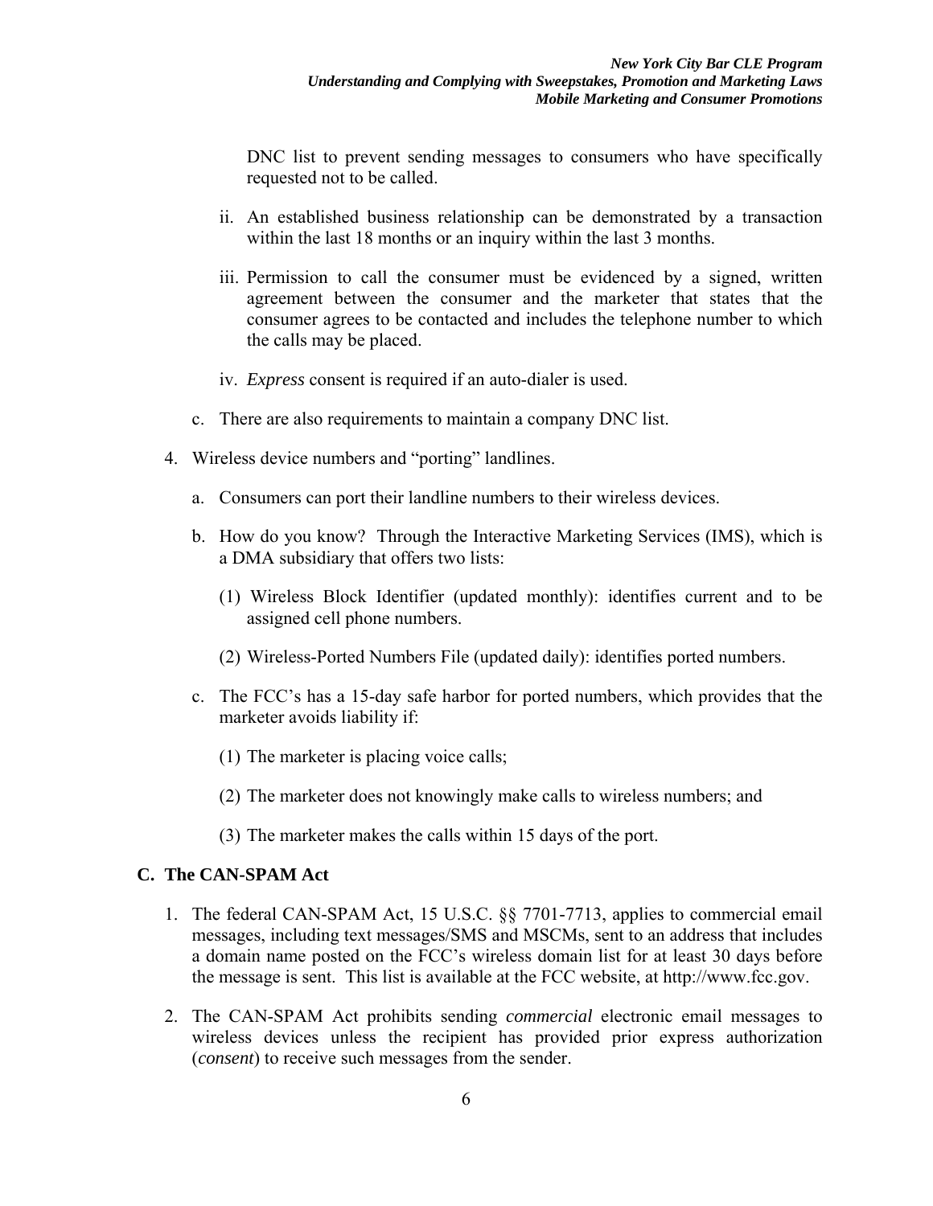DNC list to prevent sending messages to consumers who have specifically requested not to be called.

ii. An established business relationship can be demonstrated by a transaction within the last 18 months or an inquiry within the last 3 months.

iii. Permission to call the consumer must be evidenced by a signed, written agreement between the consumer and the marketer that states that the consumer agrees to be contacted and includes the telephone number to which the calls may be placed.

iv. *Express* consent is required if an auto-dialer is used.

c. There are also requirements to maintain a company DNC list.

4. Wireless device numbers and "porting" landlines.

   a. Consumers can port their landline numbers to their wireless devices.

   b. How do you know? Through the Interactive Marketing Services (IMS), which is a DMA subsidiary that offers two lists:

      (1) Wireless Block Identifier (updated monthly): identifies current and to be assigned cell phone numbers.

      (2) Wireless-Ported Numbers File (updated daily): identifies ported numbers.

   c. The FCC's has a 15-day safe harbor for ported numbers, which provides that the marketer avoids liability if:

      (1) The marketer is placing voice calls;

      (2) The marketer does not knowingly make calls to wireless numbers; and

      (3) The marketer makes the calls within 15 days of the port.

### C. The CAN-SPAM Act

1. The federal CAN-SPAM Act, 15 U.S.C. §§ 7701-7713, applies to commercial email messages, including text messages/SMS and MSCMs, sent to an address that includes a domain name posted on the FCC's wireless domain list for at least 30 days before the message is sent. This list is available at the FCC website, at http://www.fcc.gov.

2. The CAN-SPAM Act prohibits sending *commercial* electronic email messages to wireless devices unless the recipient has provided prior express authorization (*consent*) to receive such messages from the sender.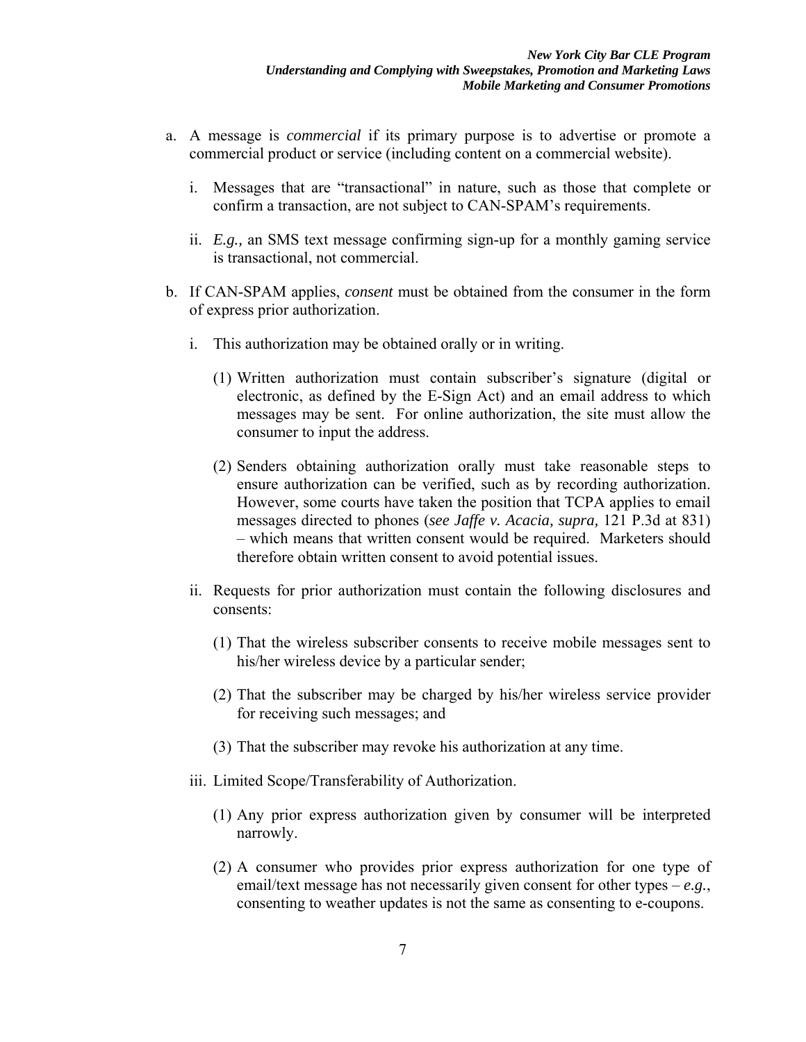a. A message is *commercial* if its primary purpose is to advertise or promote a commercial product or service (including content on a commercial website).

    i. Messages that are "transactional" in nature, such as those that complete or confirm a transaction, are not subject to CAN-SPAM's requirements.

    ii. *E.g.,* an SMS text message confirming sign-up for a monthly gaming service is transactional, not commercial.

b. If CAN-SPAM applies, *consent* must be obtained from the consumer in the form of express prior authorization.

    i. This authorization may be obtained orally or in writing.

        (1) Written authorization must contain subscriber's signature (digital or electronic, as defined by the E-Sign Act) and an email address to which messages may be sent. For online authorization, the site must allow the consumer to input the address.

        (2) Senders obtaining authorization orally must take reasonable steps to ensure authorization can be verified, such as by recording authorization. However, some courts have taken the position that TCPA applies to email messages directed to phones (*see Jaffe v. Acacia, supra,* 121 P.3d at 831) – which means that written consent would be required. Marketers should therefore obtain written consent to avoid potential issues.

    ii. Requests for prior authorization must contain the following disclosures and consents:

        (1) That the wireless subscriber consents to receive mobile messages sent to his/her wireless device by a particular sender;

        (2) That the subscriber may be charged by his/her wireless service provider for receiving such messages; and

        (3) That the subscriber may revoke his authorization at any time.

    iii. Limited Scope/Transferability of Authorization.

        (1) Any prior express authorization given by consumer will be interpreted narrowly.

        (2) A consumer who provides prior express authorization for one type of email/text message has not necessarily given consent for other types – *e.g.*, consenting to weather updates is not the same as consenting to e-coupons.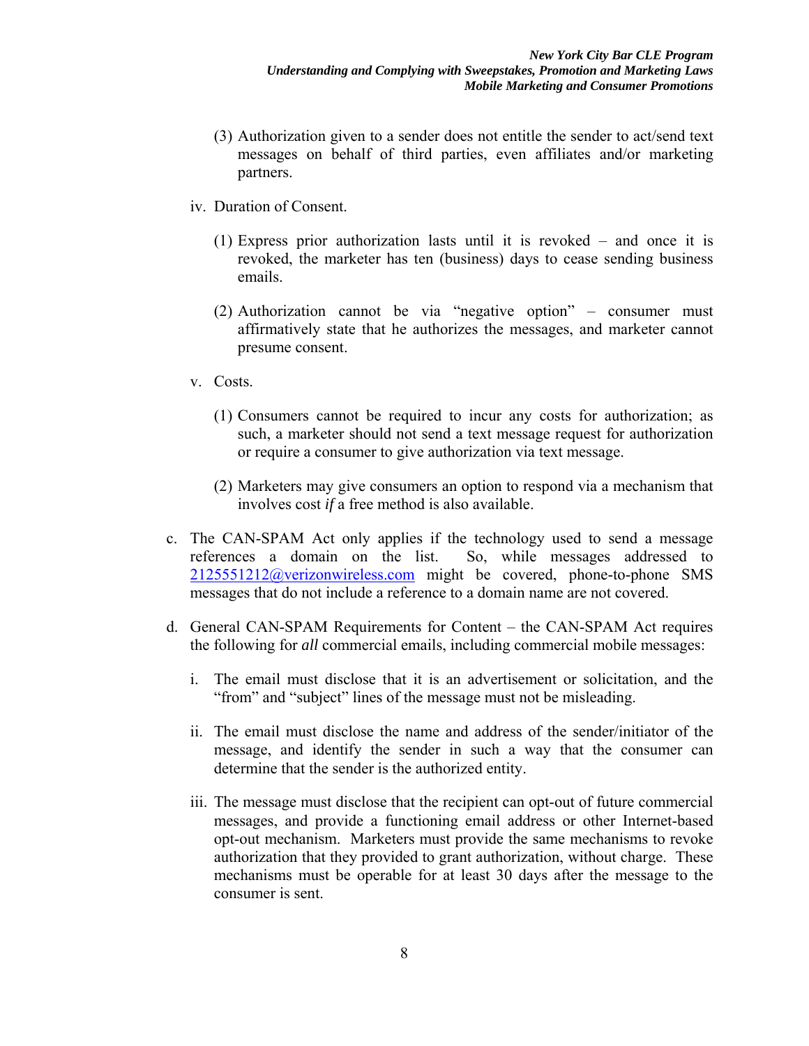(3) Authorization given to a sender does not entitle the sender to act/send text messages on behalf of third parties, even affiliates and/or marketing partners.

iv. Duration of Consent.

(1) Express prior authorization lasts until it is revoked – and once it is revoked, the marketer has ten (business) days to cease sending business emails.

(2) Authorization cannot be via "negative option" – consumer must affirmatively state that he authorizes the messages, and marketer cannot presume consent.

v. Costs.

(1) Consumers cannot be required to incur any costs for authorization; as such, a marketer should not send a text message request for authorization or require a consumer to give authorization via text message.

(2) Marketers may give consumers an option to respond via a mechanism that involves cost *if* a free method is also available.

c. The CAN-SPAM Act only applies if the technology used to send a message references a domain on the list. So, while messages addressed to 2125551212@verizonwireless.com might be covered, phone-to-phone SMS messages that do not include a reference to a domain name are not covered.

d. General CAN-SPAM Requirements for Content – the CAN-SPAM Act requires the following for *all* commercial emails, including commercial mobile messages:

i. The email must disclose that it is an advertisement or solicitation, and the "from" and "subject" lines of the message must not be misleading.

ii. The email must disclose the name and address of the sender/initiator of the message, and identify the sender in such a way that the consumer can determine that the sender is the authorized entity.

iii. The message must disclose that the recipient can opt-out of future commercial messages, and provide a functioning email address or other Internet-based opt-out mechanism. Marketers must provide the same mechanisms to revoke authorization that they provided to grant authorization, without charge. These mechanisms must be operable for at least 30 days after the message to the consumer is sent.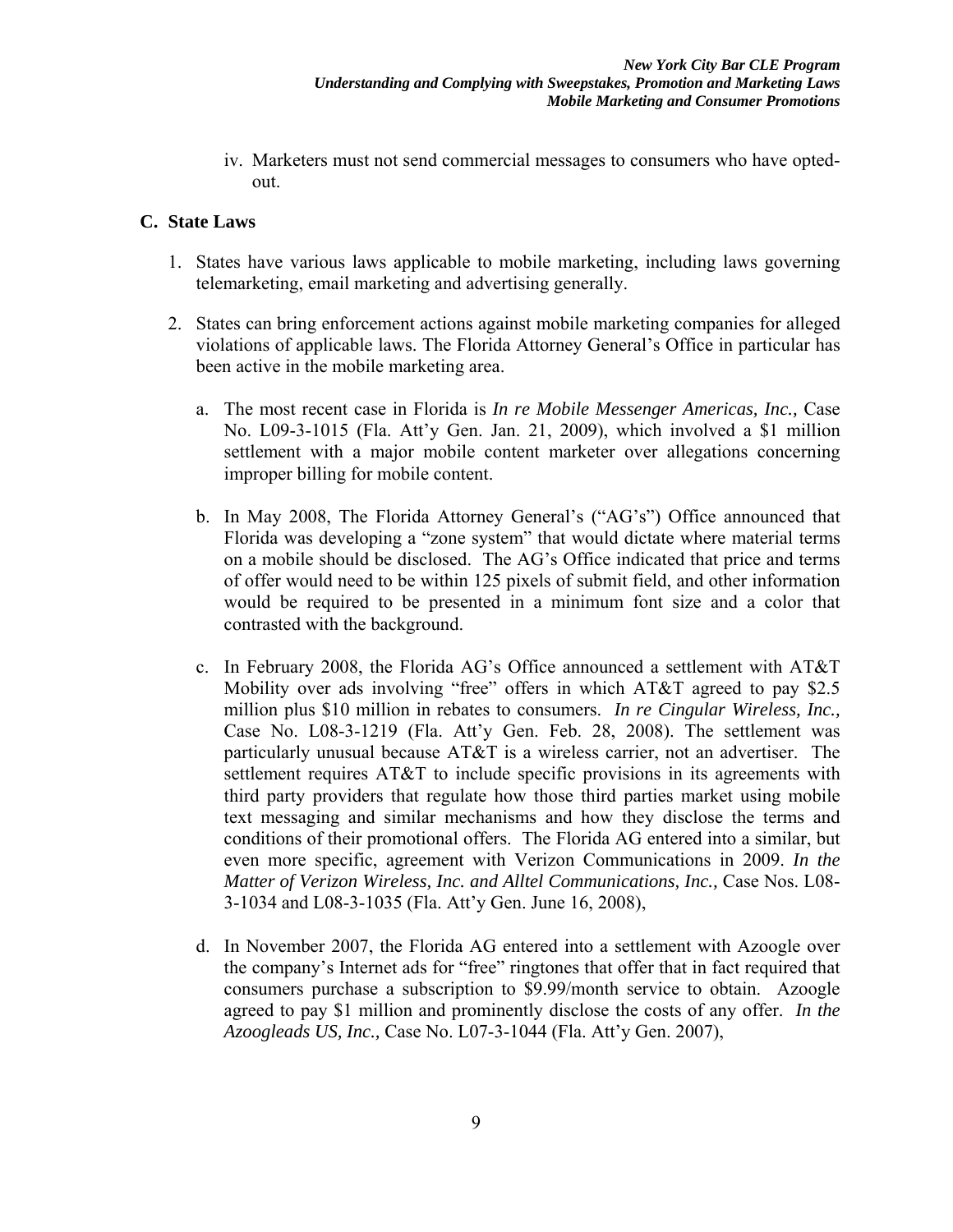iv. Marketers must not send commercial messages to consumers who have opted-out.

### C. State Laws

1. States have various laws applicable to mobile marketing, including laws governing telemarketing, email marketing and advertising generally.

2. States can bring enforcement actions against mobile marketing companies for alleged violations of applicable laws. The Florida Attorney General's Office in particular has been active in the mobile marketing area.

   a. The most recent case in Florida is *In re Mobile Messenger Americas, Inc.,* Case No. L09-3-1015 (Fla. Att'y Gen. Jan. 21, 2009), which involved a $1 million settlement with a major mobile content marketer over allegations concerning improper billing for mobile content.

   b. In May 2008, The Florida Attorney General's ("AG's") Office announced that Florida was developing a "zone system" that would dictate where material terms on a mobile should be disclosed. The AG's Office indicated that price and terms of offer would need to be within 125 pixels of submit field, and other information would be required to be presented in a minimum font size and a color that contrasted with the background.

   c. In February 2008, the Florida AG's Office announced a settlement with AT&T Mobility over ads involving "free" offers in which AT&T agreed to pay $2.5 million plus $10 million in rebates to consumers. *In re Cingular Wireless, Inc.,* Case No. L08-3-1219 (Fla. Att'y Gen. Feb. 28, 2008). The settlement was particularly unusual because AT&T is a wireless carrier, not an advertiser. The settlement requires AT&T to include specific provisions in its agreements with third party providers that regulate how those third parties market using mobile text messaging and similar mechanisms and how they disclose the terms and conditions of their promotional offers. The Florida AG entered into a similar, but even more specific, agreement with Verizon Communications in 2009. *In the Matter of Verizon Wireless, Inc. and Alltel Communications, Inc.,* Case Nos. L08-3-1034 and L08-3-1035 (Fla. Att'y Gen. June 16, 2008),

   d. In November 2007, the Florida AG entered into a settlement with Azoogle over the company's Internet ads for "free" ringtones that offer that in fact required that consumers purchase a subscription to $9.99/month service to obtain. Azoogle agreed to pay $1 million and prominently disclose the costs of any offer. *In the Azoogleads US, Inc.,* Case No. L07-3-1044 (Fla. Att'y Gen. 2007),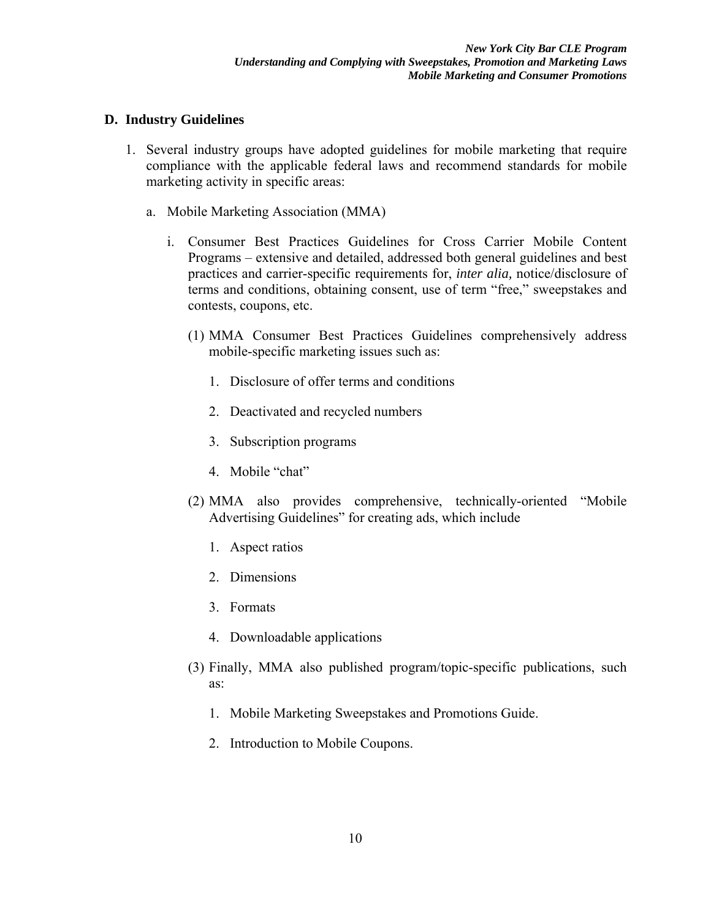## D. Industry Guidelines

1. Several industry groups have adopted guidelines for mobile marketing that require compliance with the applicable federal laws and recommend standards for mobile marketing activity in specific areas:

   a. Mobile Marketing Association (MMA)

      i. Consumer Best Practices Guidelines for Cross Carrier Mobile Content Programs – extensive and detailed, addressed both general guidelines and best practices and carrier-specific requirements for, *inter alia,* notice/disclosure of terms and conditions, obtaining consent, use of term "free," sweepstakes and contests, coupons, etc.

         (1) MMA Consumer Best Practices Guidelines comprehensively address mobile-specific marketing issues such as:

            1. Disclosure of offer terms and conditions
            2. Deactivated and recycled numbers
            3. Subscription programs
            4. Mobile "chat"

         (2) MMA also provides comprehensive, technically-oriented "Mobile Advertising Guidelines" for creating ads, which include

            1. Aspect ratios
            2. Dimensions
            3. Formats
            4. Downloadable applications

         (3) Finally, MMA also published program/topic-specific publications, such as:

            1. Mobile Marketing Sweepstakes and Promotions Guide.
            2. Introduction to Mobile Coupons.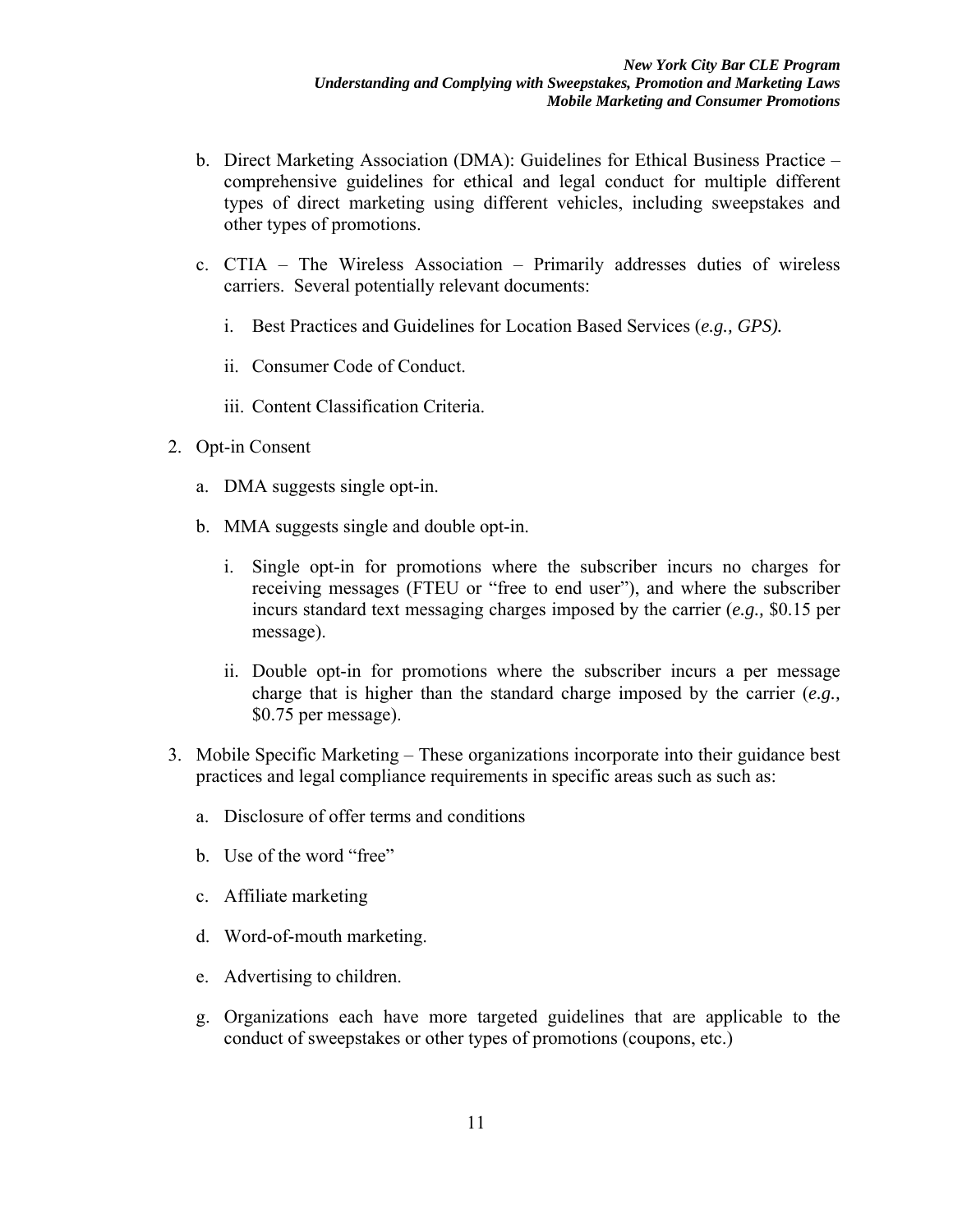b. Direct Marketing Association (DMA): Guidelines for Ethical Business Practice – comprehensive guidelines for ethical and legal conduct for multiple different types of direct marketing using different vehicles, including sweepstakes and other types of promotions.

c. CTIA – The Wireless Association – Primarily addresses duties of wireless carriers. Several potentially relevant documents:

   i. Best Practices and Guidelines for Location Based Services (*e.g., GPS).*

   ii. Consumer Code of Conduct.

   iii. Content Classification Criteria.

2. Opt-in Consent

   a. DMA suggests single opt-in.

   b. MMA suggests single and double opt-in.

      i. Single opt-in for promotions where the subscriber incurs no charges for receiving messages (FTEU or "free to end user"), and where the subscriber incurs standard text messaging charges imposed by the carrier (*e.g.,* $0.15 per message).

      ii. Double opt-in for promotions where the subscriber incurs a per message charge that is higher than the standard charge imposed by the carrier (*e.g.,* $0.75 per message).

3. Mobile Specific Marketing – These organizations incorporate into their guidance best practices and legal compliance requirements in specific areas such as such as:

   a. Disclosure of offer terms and conditions

   b. Use of the word "free"

   c. Affiliate marketing

   d. Word-of-mouth marketing.

   e. Advertising to children.

   g. Organizations each have more targeted guidelines that are applicable to the conduct of sweepstakes or other types of promotions (coupons, etc.)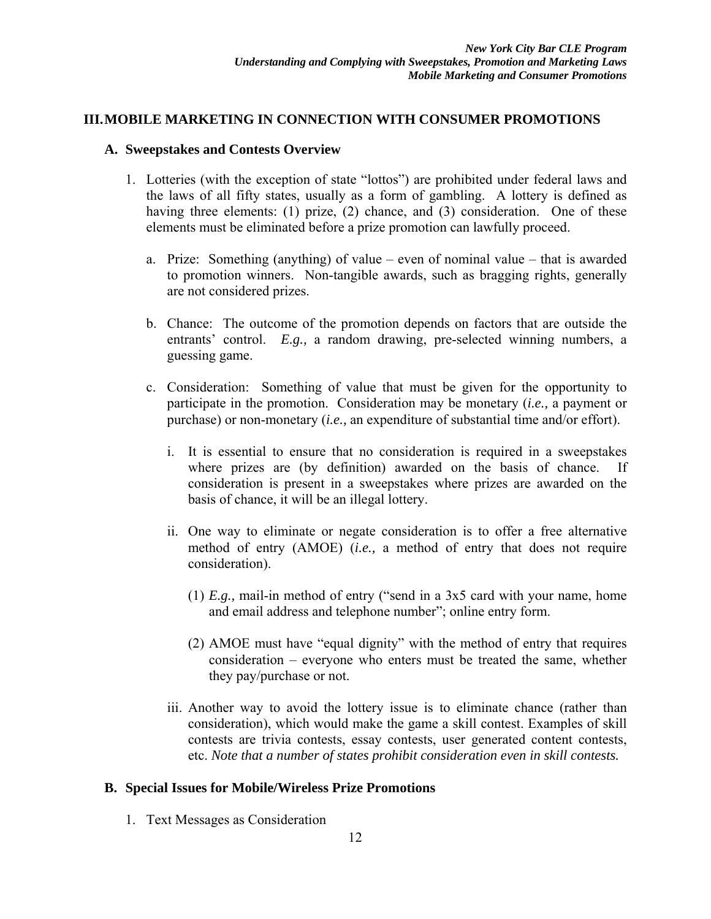## III. MOBILE MARKETING IN CONNECTION WITH CONSUMER PROMOTIONS

### A. Sweepstakes and Contests Overview

1. Lotteries (with the exception of state "lottos") are prohibited under federal laws and the laws of all fifty states, usually as a form of gambling. A lottery is defined as having three elements: (1) prize, (2) chance, and (3) consideration. One of these elements must be eliminated before a prize promotion can lawfully proceed.

   a. Prize: Something (anything) of value – even of nominal value – that is awarded to promotion winners. Non-tangible awards, such as bragging rights, generally are not considered prizes.

   b. Chance: The outcome of the promotion depends on factors that are outside the entrants' control. *E.g.,* a random drawing, pre-selected winning numbers, a guessing game.

   c. Consideration: Something of value that must be given for the opportunity to participate in the promotion. Consideration may be monetary (*i.e.,* a payment or purchase) or non-monetary (*i.e.,* an expenditure of substantial time and/or effort).

      i. It is essential to ensure that no consideration is required in a sweepstakes where prizes are (by definition) awarded on the basis of chance. If consideration is present in a sweepstakes where prizes are awarded on the basis of chance, it will be an illegal lottery.

      ii. One way to eliminate or negate consideration is to offer a free alternative method of entry (AMOE) (*i.e.,* a method of entry that does not require consideration).

         (1) *E.g.,* mail-in method of entry ("send in a 3x5 card with your name, home and email address and telephone number"; online entry form.

         (2) AMOE must have "equal dignity" with the method of entry that requires consideration – everyone who enters must be treated the same, whether they pay/purchase or not.

      iii. Another way to avoid the lottery issue is to eliminate chance (rather than consideration), which would make the game a skill contest. Examples of skill contests are trivia contests, essay contests, user generated content contests, etc. *Note that a number of states prohibit consideration even in skill contests.*

### B. Special Issues for Mobile/Wireless Prize Promotions

1. Text Messages as Consideration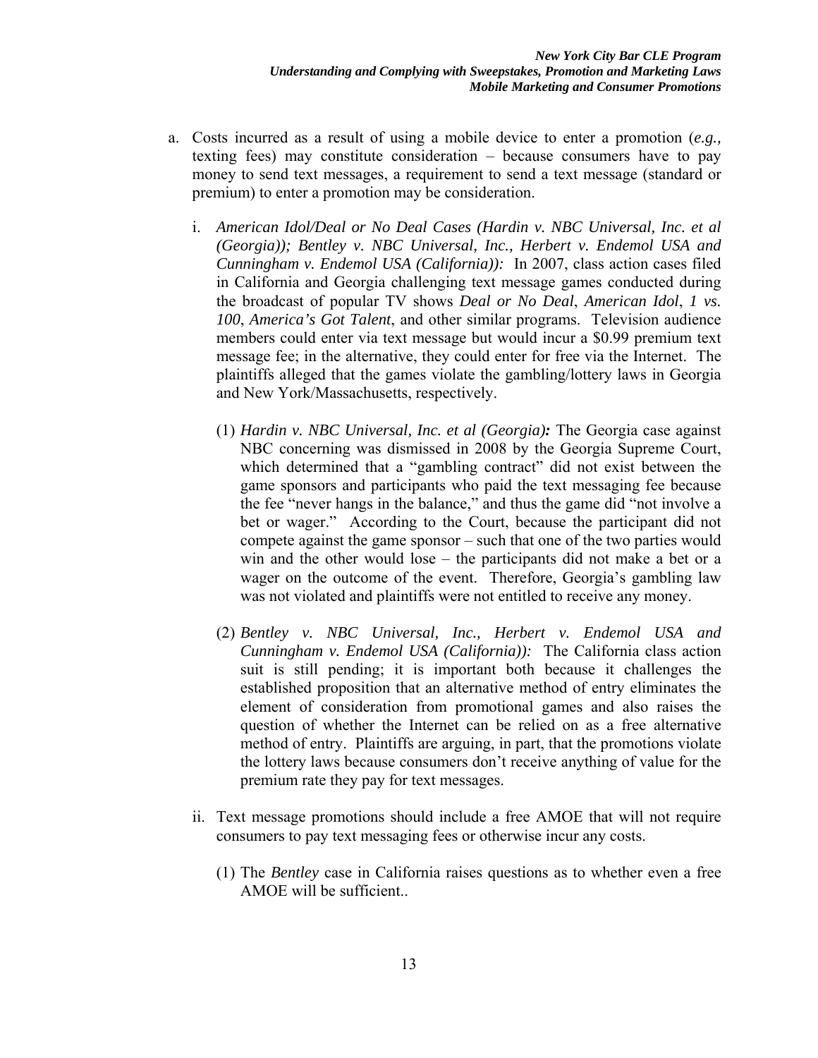a. Costs incurred as a result of using a mobile device to enter a promotion (*e.g.,* texting fees) may constitute consideration – because consumers have to pay money to send text messages, a requirement to send a text message (standard or premium) to enter a promotion may be consideration.

   i. *American Idol/Deal or No Deal Cases (Hardin v. NBC Universal, Inc. et al (Georgia)); Bentley v. NBC Universal, Inc., Herbert v. Endemol USA and Cunningham v. Endemol USA (California)):* In 2007, class action cases filed in California and Georgia challenging text message games conducted during the broadcast of popular TV shows *Deal or No Deal*, *American Idol*, *1 vs. 100*, *America's Got Talent*, and other similar programs. Television audience members could enter via text message but would incur a $0.99 premium text message fee; in the alternative, they could enter for free via the Internet. The plaintiffs alleged that the games violate the gambling/lottery laws in Georgia and New York/Massachusetts, respectively.

      (1) *Hardin v. NBC Universal, Inc. et al (Georgia)*: The Georgia case against NBC concerning was dismissed in 2008 by the Georgia Supreme Court, which determined that a "gambling contract" did not exist between the game sponsors and participants who paid the text messaging fee because the fee "never hangs in the balance," and thus the game did "not involve a bet or wager." According to the Court, because the participant did not compete against the game sponsor – such that one of the two parties would win and the other would lose – the participants did not make a bet or a wager on the outcome of the event. Therefore, Georgia's gambling law was not violated and plaintiffs were not entitled to receive any money.

      (2) *Bentley v. NBC Universal, Inc., Herbert v. Endemol USA and Cunningham v. Endemol USA (California)):* The California class action suit is still pending; it is important both because it challenges the established proposition that an alternative method of entry eliminates the element of consideration from promotional games and also raises the question of whether the Internet can be relied on as a free alternative method of entry. Plaintiffs are arguing, in part, that the promotions violate the lottery laws because consumers don't receive anything of value for the premium rate they pay for text messages.

   ii. Text message promotions should include a free AMOE that will not require consumers to pay text messaging fees or otherwise incur any costs.

      (1) The *Bentley* case in California raises questions as to whether even a free AMOE will be sufficient..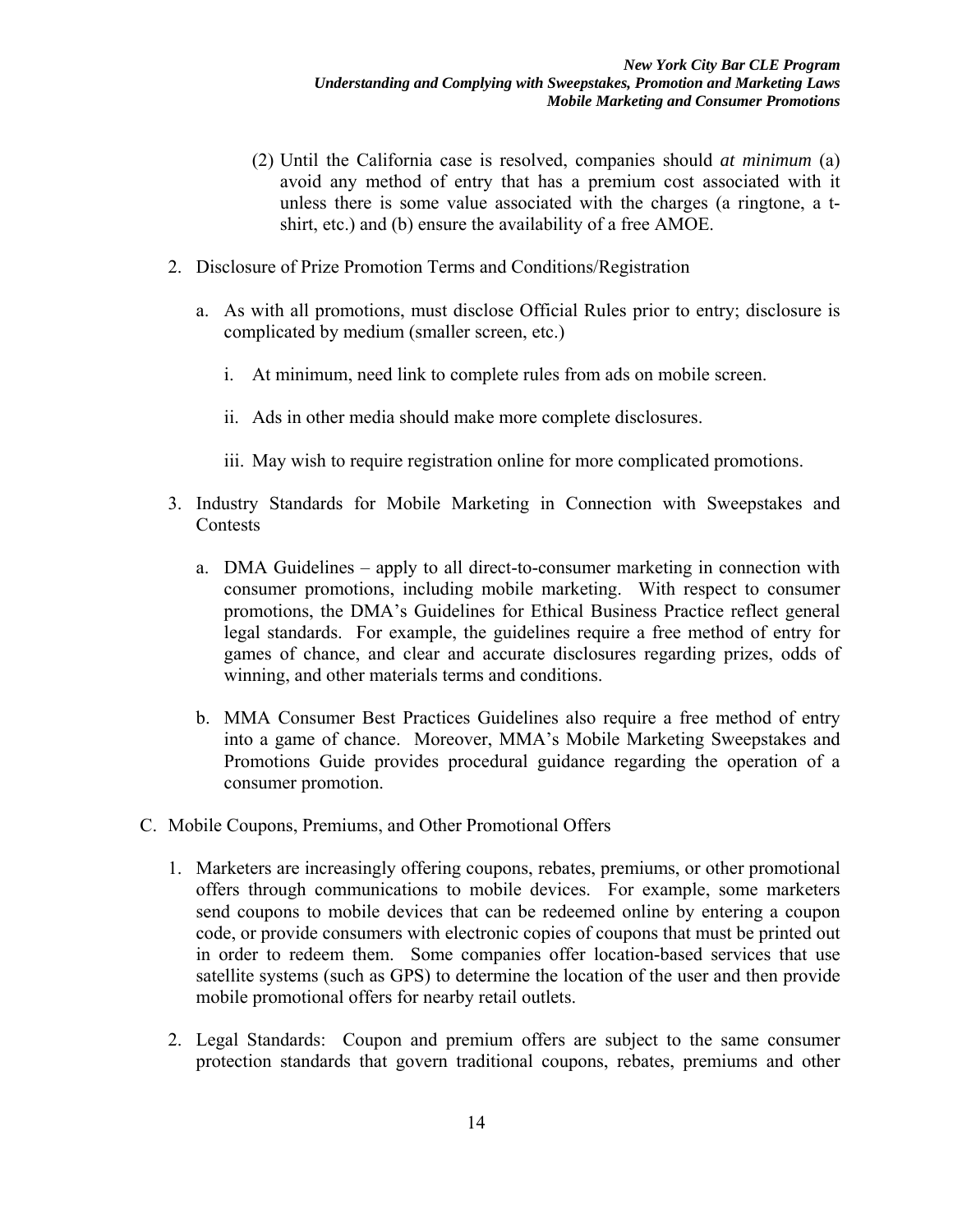(2) Until the California case is resolved, companies should *at minimum* (a) avoid any method of entry that has a premium cost associated with it unless there is some value associated with the charges (a ringtone, a t-shirt, etc.) and (b) ensure the availability of a free AMOE.

2. Disclosure of Prize Promotion Terms and Conditions/Registration

   a. As with all promotions, must disclose Official Rules prior to entry; disclosure is complicated by medium (smaller screen, etc.)

      i. At minimum, need link to complete rules from ads on mobile screen.

      ii. Ads in other media should make more complete disclosures.

      iii. May wish to require registration online for more complicated promotions.

3. Industry Standards for Mobile Marketing in Connection with Sweepstakes and Contests

   a. DMA Guidelines – apply to all direct-to-consumer marketing in connection with consumer promotions, including mobile marketing. With respect to consumer promotions, the DMA's Guidelines for Ethical Business Practice reflect general legal standards. For example, the guidelines require a free method of entry for games of chance, and clear and accurate disclosures regarding prizes, odds of winning, and other materials terms and conditions.

   b. MMA Consumer Best Practices Guidelines also require a free method of entry into a game of chance. Moreover, MMA's Mobile Marketing Sweepstakes and Promotions Guide provides procedural guidance regarding the operation of a consumer promotion.

C. Mobile Coupons, Premiums, and Other Promotional Offers

1. Marketers are increasingly offering coupons, rebates, premiums, or other promotional offers through communications to mobile devices. For example, some marketers send coupons to mobile devices that can be redeemed online by entering a coupon code, or provide consumers with electronic copies of coupons that must be printed out in order to redeem them. Some companies offer location-based services that use satellite systems (such as GPS) to determine the location of the user and then provide mobile promotional offers for nearby retail outlets.

2. Legal Standards: Coupon and premium offers are subject to the same consumer protection standards that govern traditional coupons, rebates, premiums and other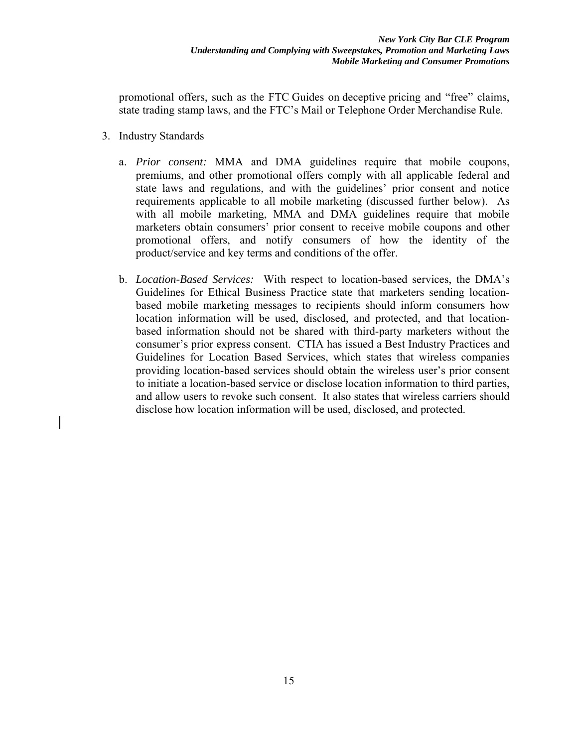promotional offers, such as the FTC Guides on deceptive pricing and "free" claims, state trading stamp laws, and the FTC's Mail or Telephone Order Merchandise Rule.

3. Industry Standards

   a. *Prior consent:* MMA and DMA guidelines require that mobile coupons, premiums, and other promotional offers comply with all applicable federal and state laws and regulations, and with the guidelines' prior consent and notice requirements applicable to all mobile marketing (discussed further below). As with all mobile marketing, MMA and DMA guidelines require that mobile marketers obtain consumers' prior consent to receive mobile coupons and other promotional offers, and notify consumers of how the identity of the product/service and key terms and conditions of the offer.

   b. *Location-Based Services:* With respect to location-based services, the DMA's Guidelines for Ethical Business Practice state that marketers sending location-based mobile marketing messages to recipients should inform consumers how location information will be used, disclosed, and protected, and that location-based information should not be shared with third-party marketers without the consumer's prior express consent. CTIA has issued a Best Industry Practices and Guidelines for Location Based Services, which states that wireless companies providing location-based services should obtain the wireless user's prior consent to initiate a location-based service or disclose location information to third parties, and allow users to revoke such consent. It also states that wireless carriers should disclose how location information will be used, disclosed, and protected.